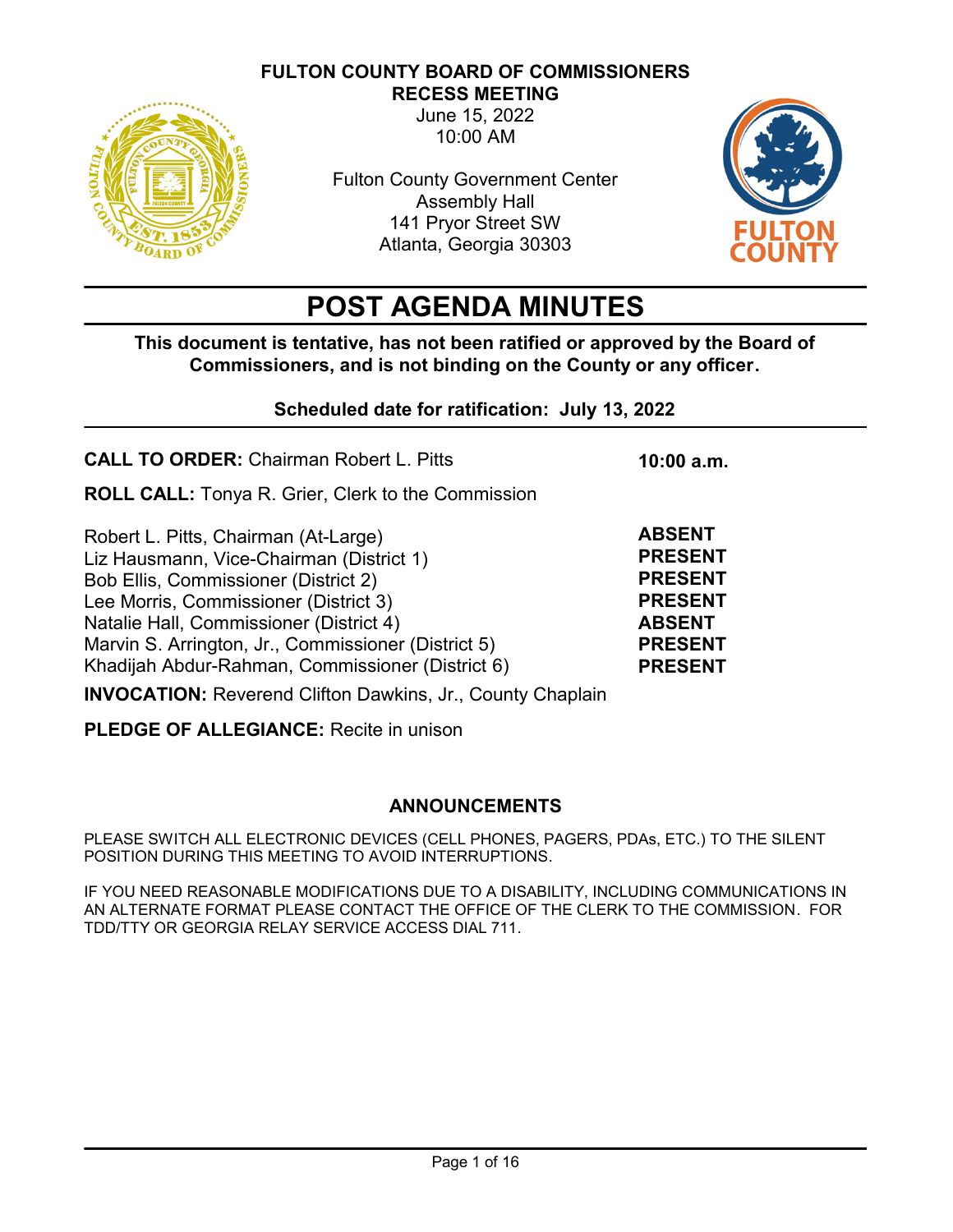# FULTON COUNTY BOARD OF COMMISSIONERS
## RECESS MEETING

June 15, 2022
10:00 AM

Fulton County Government Center
Assembly Hall
141 Pryor Street SW
Atlanta, Georgia 30303

# POST AGENDA MINUTES

**This document is tentative, has not been ratified or approved by the Board of Commissioners, and is not binding on the County or any officer.**

**Scheduled date for ratification: July 13, 2022**

**CALL TO ORDER:** Chairman Robert L. Pitts **10:00 a.m.**

**ROLL CALL:** Tonya R. Grier, Clerk to the Commission

| | |
|---|---|
| Robert L. Pitts, Chairman (At-Large) | **ABSENT** |
| Liz Hausmann, Vice-Chairman (District 1) | **PRESENT** |
| Bob Ellis, Commissioner (District 2) | **PRESENT** |
| Lee Morris, Commissioner (District 3) | **PRESENT** |
| Natalie Hall, Commissioner (District 4) | **ABSENT** |
| Marvin S. Arrington, Jr., Commissioner (District 5) | **PRESENT** |
| Khadijah Abdur-Rahman, Commissioner (District 6) | **PRESENT** |

**INVOCATION:** Reverend Clifton Dawkins, Jr., County Chaplain

**PLEDGE OF ALLEGIANCE:** Recite in unison

## ANNOUNCEMENTS

PLEASE SWITCH ALL ELECTRONIC DEVICES (CELL PHONES, PAGERS, PDAs, ETC.) TO THE SILENT POSITION DURING THIS MEETING TO AVOID INTERRUPTIONS.

IF YOU NEED REASONABLE MODIFICATIONS DUE TO A DISABILITY, INCLUDING COMMUNICATIONS IN AN ALTERNATE FORMAT PLEASE CONTACT THE OFFICE OF THE CLERK TO THE COMMISSION. FOR TDD/TTY OR GEORGIA RELAY SERVICE ACCESS DIAL 711.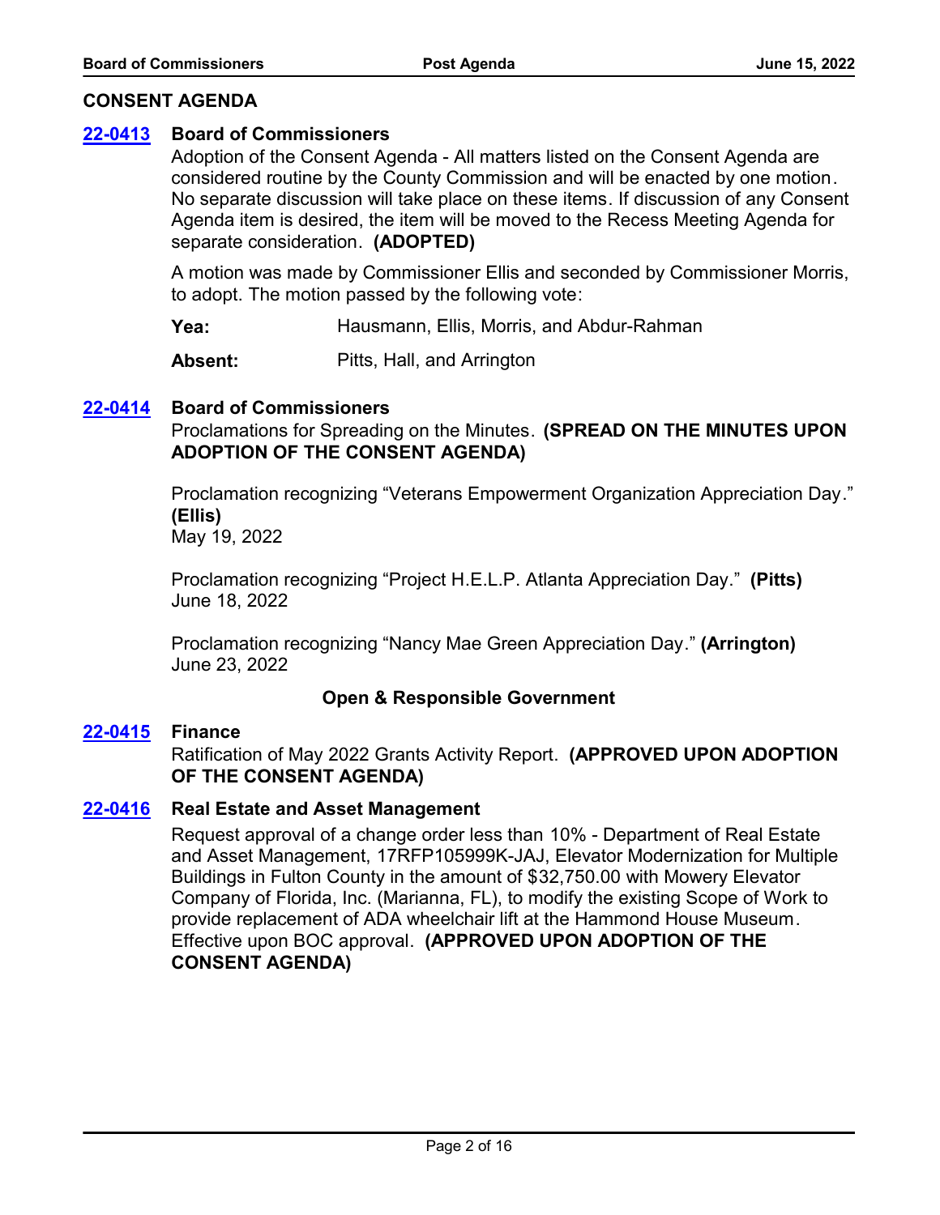## CONSENT AGENDA

**22-0413** **Board of Commissioners**

Adoption of the Consent Agenda - All matters listed on the Consent Agenda are considered routine by the County Commission and will be enacted by one motion. No separate discussion will take place on these items. If discussion of any Consent Agenda item is desired, the item will be moved to the Recess Meeting Agenda for separate consideration. **(ADOPTED)**

A motion was made by Commissioner Ellis and seconded by Commissioner Morris, to adopt. The motion passed by the following vote:

**Yea:** Hausmann, Ellis, Morris, and Abdur-Rahman

**Absent:** Pitts, Hall, and Arrington

**22-0414** **Board of Commissioners**

Proclamations for Spreading on the Minutes. **(SPREAD ON THE MINUTES UPON ADOPTION OF THE CONSENT AGENDA)**

Proclamation recognizing "Veterans Empowerment Organization Appreciation Day." **(Ellis)**
May 19, 2022

Proclamation recognizing "Project H.E.L.P. Atlanta Appreciation Day." **(Pitts)**
June 18, 2022

Proclamation recognizing "Nancy Mae Green Appreciation Day." **(Arrington)**
June 23, 2022

### Open & Responsible Government

**22-0415** **Finance**

Ratification of May 2022 Grants Activity Report. **(APPROVED UPON ADOPTION OF THE CONSENT AGENDA)**

**22-0416** **Real Estate and Asset Management**

Request approval of a change order less than 10% - Department of Real Estate and Asset Management, 17RFP105999K-JAJ, Elevator Modernization for Multiple Buildings in Fulton County in the amount of $32,750.00 with Mowery Elevator Company of Florida, Inc. (Marianna, FL), to modify the existing Scope of Work to provide replacement of ADA wheelchair lift at the Hammond House Museum. Effective upon BOC approval. **(APPROVED UPON ADOPTION OF THE CONSENT AGENDA)**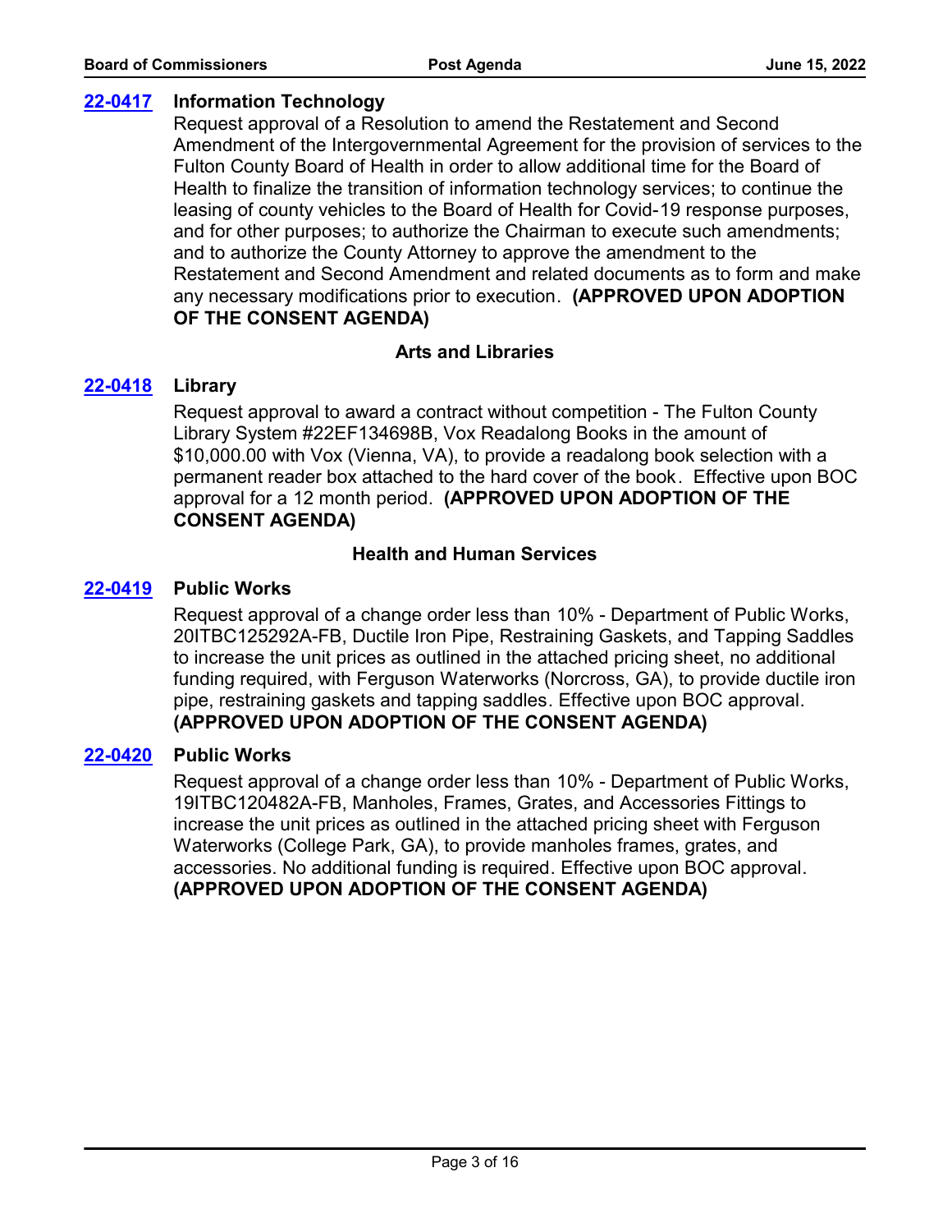**22-0417** **Information Technology**

Request approval of a Resolution to amend the Restatement and Second Amendment of the Intergovernmental Agreement for the provision of services to the Fulton County Board of Health in order to allow additional time for the Board of Health to finalize the transition of information technology services; to continue the leasing of county vehicles to the Board of Health for Covid-19 response purposes, and for other purposes; to authorize the Chairman to execute such amendments; and to authorize the County Attorney to approve the amendment to the Restatement and Second Amendment and related documents as to form and make any necessary modifications prior to execution. **(APPROVED UPON ADOPTION OF THE CONSENT AGENDA)**

## Arts and Libraries

**22-0418** **Library**

Request approval to award a contract without competition - The Fulton County Library System #22EF134698B, Vox Readalong Books in the amount of $10,000.00 with Vox (Vienna, VA), to provide a readalong book selection with a permanent reader box attached to the hard cover of the book. Effective upon BOC approval for a 12 month period. **(APPROVED UPON ADOPTION OF THE CONSENT AGENDA)**

## Health and Human Services

**22-0419** **Public Works**

Request approval of a change order less than 10% - Department of Public Works, 20ITBC125292A-FB, Ductile Iron Pipe, Restraining Gaskets, and Tapping Saddles to increase the unit prices as outlined in the attached pricing sheet, no additional funding required, with Ferguson Waterworks (Norcross, GA), to provide ductile iron pipe, restraining gaskets and tapping saddles. Effective upon BOC approval. **(APPROVED UPON ADOPTION OF THE CONSENT AGENDA)**

**22-0420** **Public Works**

Request approval of a change order less than 10% - Department of Public Works, 19ITBC120482A-FB, Manholes, Frames, Grates, and Accessories Fittings to increase the unit prices as outlined in the attached pricing sheet with Ferguson Waterworks (College Park, GA), to provide manholes frames, grates, and accessories. No additional funding is required. Effective upon BOC approval. **(APPROVED UPON ADOPTION OF THE CONSENT AGENDA)**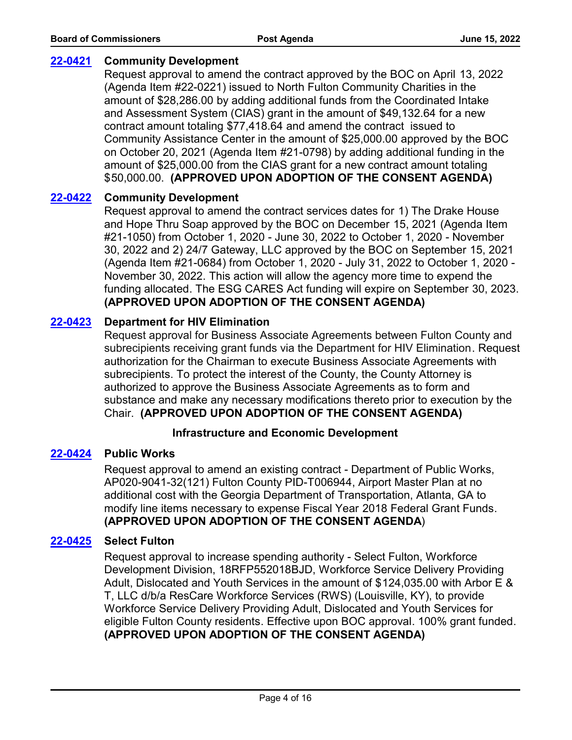**22-0421** **Community Development**

Request approval to amend the contract approved by the BOC on April 13, 2022 (Agenda Item #22-0221) issued to North Fulton Community Charities in the amount of $28,286.00 by adding additional funds from the Coordinated Intake and Assessment System (CIAS) grant in the amount of $49,132.64 for a new contract amount totaling $77,418.64 and amend the contract issued to Community Assistance Center in the amount of $25,000.00 approved by the BOC on October 20, 2021 (Agenda Item #21-0798) by adding additional funding in the amount of $25,000.00 from the CIAS grant for a new contract amount totaling $50,000.00. **(APPROVED UPON ADOPTION OF THE CONSENT AGENDA)**

**22-0422** **Community Development**

Request approval to amend the contract services dates for 1) The Drake House and Hope Thru Soap approved by the BOC on December 15, 2021 (Agenda Item #21-1050) from October 1, 2020 - June 30, 2022 to October 1, 2020 - November 30, 2022 and 2) 24/7 Gateway, LLC approved by the BOC on September 15, 2021 (Agenda Item #21-0684) from October 1, 2020 - July 31, 2022 to October 1, 2020 - November 30, 2022. This action will allow the agency more time to expend the funding allocated. The ESG CARES Act funding will expire on September 30, 2023. **(APPROVED UPON ADOPTION OF THE CONSENT AGENDA)**

**22-0423** **Department for HIV Elimination**

Request approval for Business Associate Agreements between Fulton County and subrecipients receiving grant funds via the Department for HIV Elimination. Request authorization for the Chairman to execute Business Associate Agreements with subrecipients. To protect the interest of the County, the County Attorney is authorized to approve the Business Associate Agreements as to form and substance and make any necessary modifications thereto prior to execution by the Chair. **(APPROVED UPON ADOPTION OF THE CONSENT AGENDA)**

### Infrastructure and Economic Development

**22-0424** **Public Works**

Request approval to amend an existing contract - Department of Public Works, AP020-9041-32(121) Fulton County PID-T006944, Airport Master Plan at no additional cost with the Georgia Department of Transportation, Atlanta, GA to modify line items necessary to expense Fiscal Year 2018 Federal Grant Funds. **(APPROVED UPON ADOPTION OF THE CONSENT AGENDA)**

**22-0425** **Select Fulton**

Request approval to increase spending authority - Select Fulton, Workforce Development Division, 18RFP552018BJD, Workforce Service Delivery Providing Adult, Dislocated and Youth Services in the amount of $124,035.00 with Arbor E & T, LLC d/b/a ResCare Workforce Services (RWS) (Louisville, KY), to provide Workforce Service Delivery Providing Adult, Dislocated and Youth Services for eligible Fulton County residents. Effective upon BOC approval. 100% grant funded. **(APPROVED UPON ADOPTION OF THE CONSENT AGENDA)**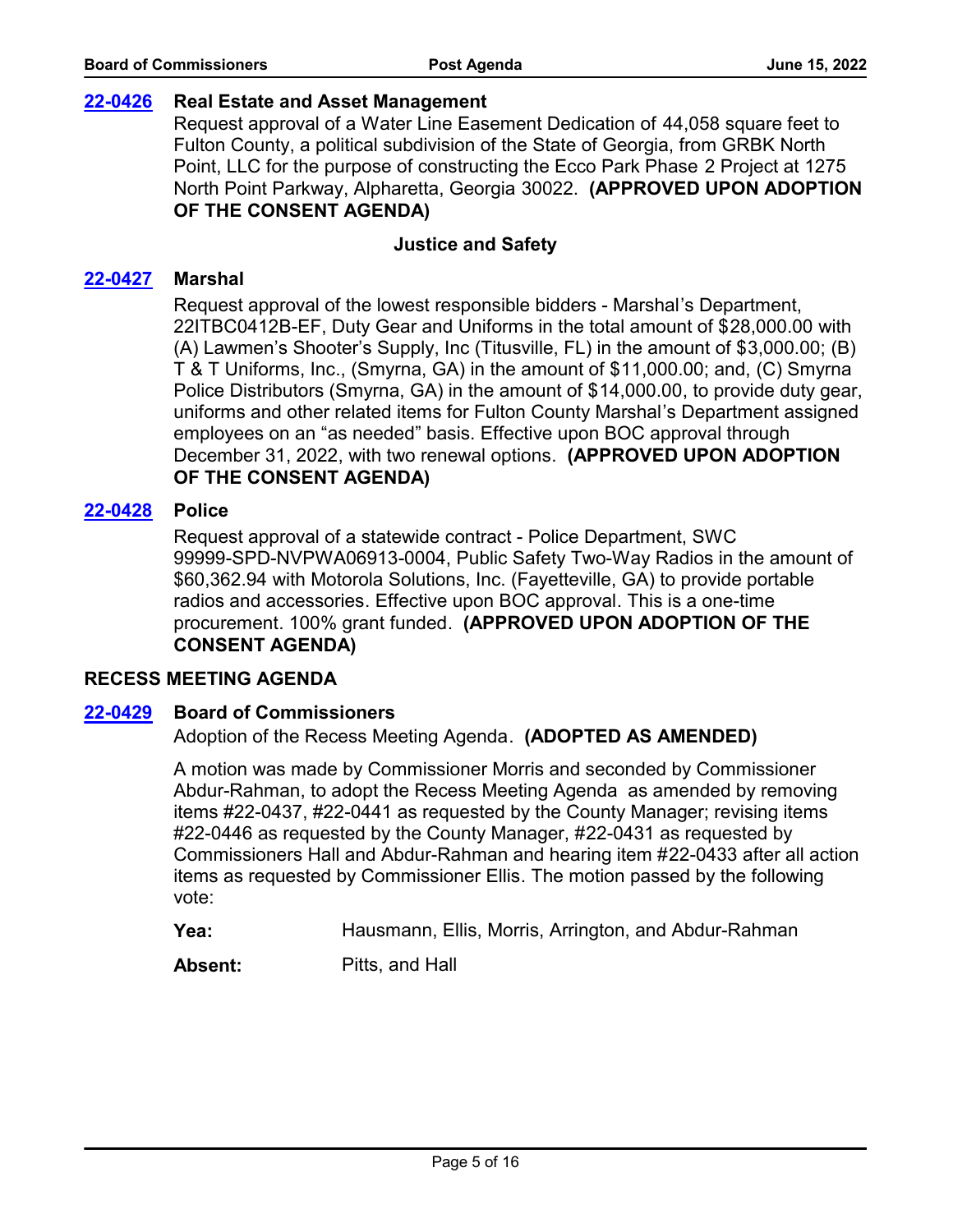**22-0426** **Real Estate and Asset Management**

Request approval of a Water Line Easement Dedication of 44,058 square feet to Fulton County, a political subdivision of the State of Georgia, from GRBK North Point, LLC for the purpose of constructing the Ecco Park Phase 2 Project at 1275 North Point Parkway, Alpharetta, Georgia 30022. **(APPROVED UPON ADOPTION OF THE CONSENT AGENDA)**

### Justice and Safety

**22-0427** **Marshal**

Request approval of the lowest responsible bidders - Marshal's Department, 22ITBC0412B-EF, Duty Gear and Uniforms in the total amount of $28,000.00 with (A) Lawmen's Shooter's Supply, Inc (Titusville, FL) in the amount of $3,000.00; (B) T & T Uniforms, Inc., (Smyrna, GA) in the amount of $11,000.00; and, (C) Smyrna Police Distributors (Smyrna, GA) in the amount of $14,000.00, to provide duty gear, uniforms and other related items for Fulton County Marshal's Department assigned employees on an "as needed" basis. Effective upon BOC approval through December 31, 2022, with two renewal options. **(APPROVED UPON ADOPTION OF THE CONSENT AGENDA)**

**22-0428** **Police**

Request approval of a statewide contract - Police Department, SWC 99999-SPD-NVPWA06913-0004, Public Safety Two-Way Radios in the amount of $60,362.94 with Motorola Solutions, Inc. (Fayetteville, GA) to provide portable radios and accessories. Effective upon BOC approval. This is a one-time procurement. 100% grant funded. **(APPROVED UPON ADOPTION OF THE CONSENT AGENDA)**

## RECESS MEETING AGENDA

**22-0429** **Board of Commissioners**

Adoption of the Recess Meeting Agenda. **(ADOPTED AS AMENDED)**

A motion was made by Commissioner Morris and seconded by Commissioner Abdur-Rahman, to adopt the Recess Meeting Agenda as amended by removing items #22-0437, #22-0441 as requested by the County Manager; revising items #22-0446 as requested by the County Manager, #22-0431 as requested by Commissioners Hall and Abdur-Rahman and hearing item #22-0433 after all action items as requested by Commissioner Ellis. The motion passed by the following vote:

**Yea:** Hausmann, Ellis, Morris, Arrington, and Abdur-Rahman

**Absent:** Pitts, and Hall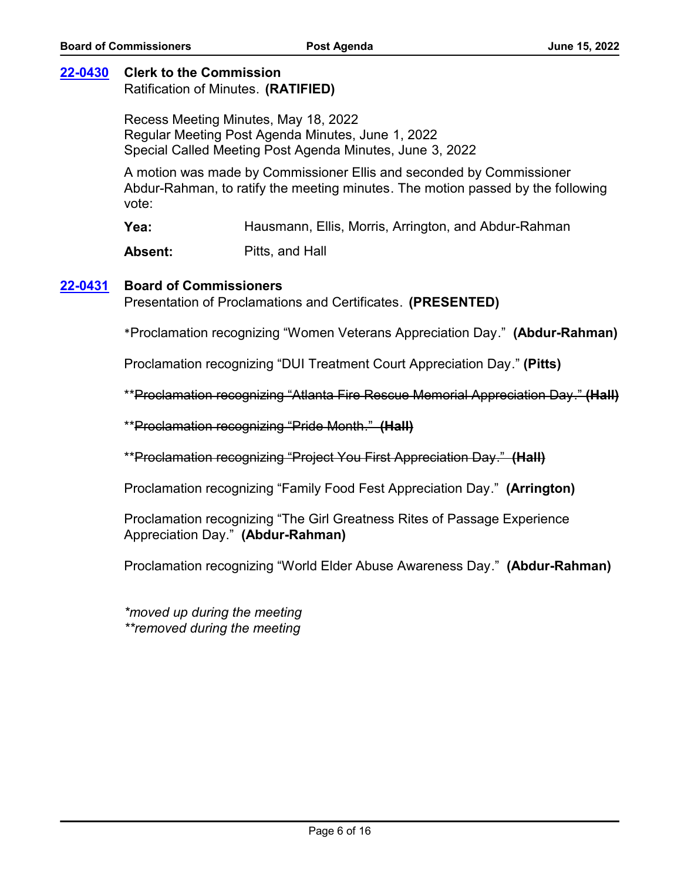**[22-0430](#) Clerk to the Commission**
Ratification of Minutes. **(RATIFIED)**

Recess Meeting Minutes, May 18, 2022
Regular Meeting Post Agenda Minutes, June 1, 2022
Special Called Meeting Post Agenda Minutes, June 3, 2022

A motion was made by Commissioner Ellis and seconded by Commissioner Abdur-Rahman, to ratify the meeting minutes. The motion passed by the following vote:

**Yea:** Hausmann, Ellis, Morris, Arrington, and Abdur-Rahman

**Absent:** Pitts, and Hall

**[22-0431](#) Board of Commissioners**
Presentation of Proclamations and Certificates. **(PRESENTED)**

*Proclamation recognizing "Women Veterans Appreciation Day." **(Abdur-Rahman)**

Proclamation recognizing "DUI Treatment Court Appreciation Day." **(Pitts)**

**~~Proclamation recognizing "Atlanta Fire Rescue Memorial Appreciation Day." **(Hall)**~~

**~~Proclamation recognizing "Pride Month." **(Hall)**~~

**~~Proclamation recognizing "Project You First Appreciation Day." **(Hall)**~~

Proclamation recognizing "Family Food Fest Appreciation Day." **(Arrington)**

Proclamation recognizing "The Girl Greatness Rites of Passage Experience Appreciation Day." **(Abdur-Rahman)**

Proclamation recognizing "World Elder Abuse Awareness Day." **(Abdur-Rahman)**

*\*moved up during the meeting*
*\*\*removed during the meeting*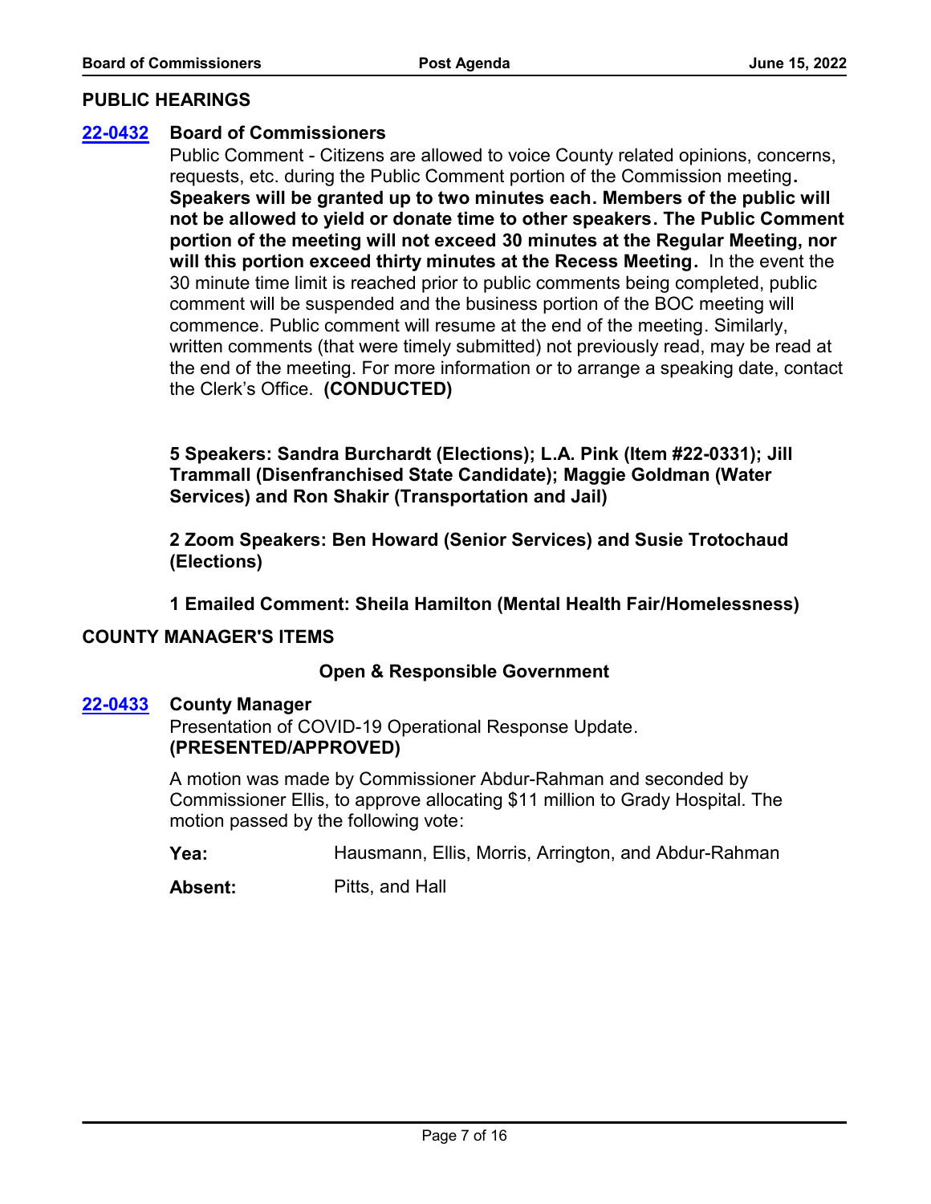## PUBLIC HEARINGS

**22-0432** **Board of Commissioners**

Public Comment - Citizens are allowed to voice County related opinions, concerns, requests, etc. during the Public Comment portion of the Commission meeting**. Speakers will be granted up to two minutes each. Members of the public will not be allowed to yield or donate time to other speakers. The Public Comment portion of the meeting will not exceed 30 minutes at the Regular Meeting, nor will this portion exceed thirty minutes at the Recess Meeting.** In the event the 30 minute time limit is reached prior to public comments being completed, public comment will be suspended and the business portion of the BOC meeting will commence. Public comment will resume at the end of the meeting. Similarly, written comments (that were timely submitted) not previously read, may be read at the end of the meeting. For more information or to arrange a speaking date, contact the Clerk's Office. **(CONDUCTED)**

**5 Speakers: Sandra Burchardt (Elections); L.A. Pink (Item #22-0331); Jill Trammall (Disenfranchised State Candidate); Maggie Goldman (Water Services) and Ron Shakir (Transportation and Jail)**

**2 Zoom Speakers: Ben Howard (Senior Services) and Susie Trotochaud (Elections)**

**1 Emailed Comment: Sheila Hamilton (Mental Health Fair/Homelessness)**

## COUNTY MANAGER'S ITEMS

### Open & Responsible Government

**22-0433** **County Manager**

Presentation of COVID-19 Operational Response Update.
**(PRESENTED/APPROVED)**

A motion was made by Commissioner Abdur-Rahman and seconded by Commissioner Ellis, to approve allocating $11 million to Grady Hospital. The motion passed by the following vote:

**Yea:** Hausmann, Ellis, Morris, Arrington, and Abdur-Rahman

**Absent:** Pitts, and Hall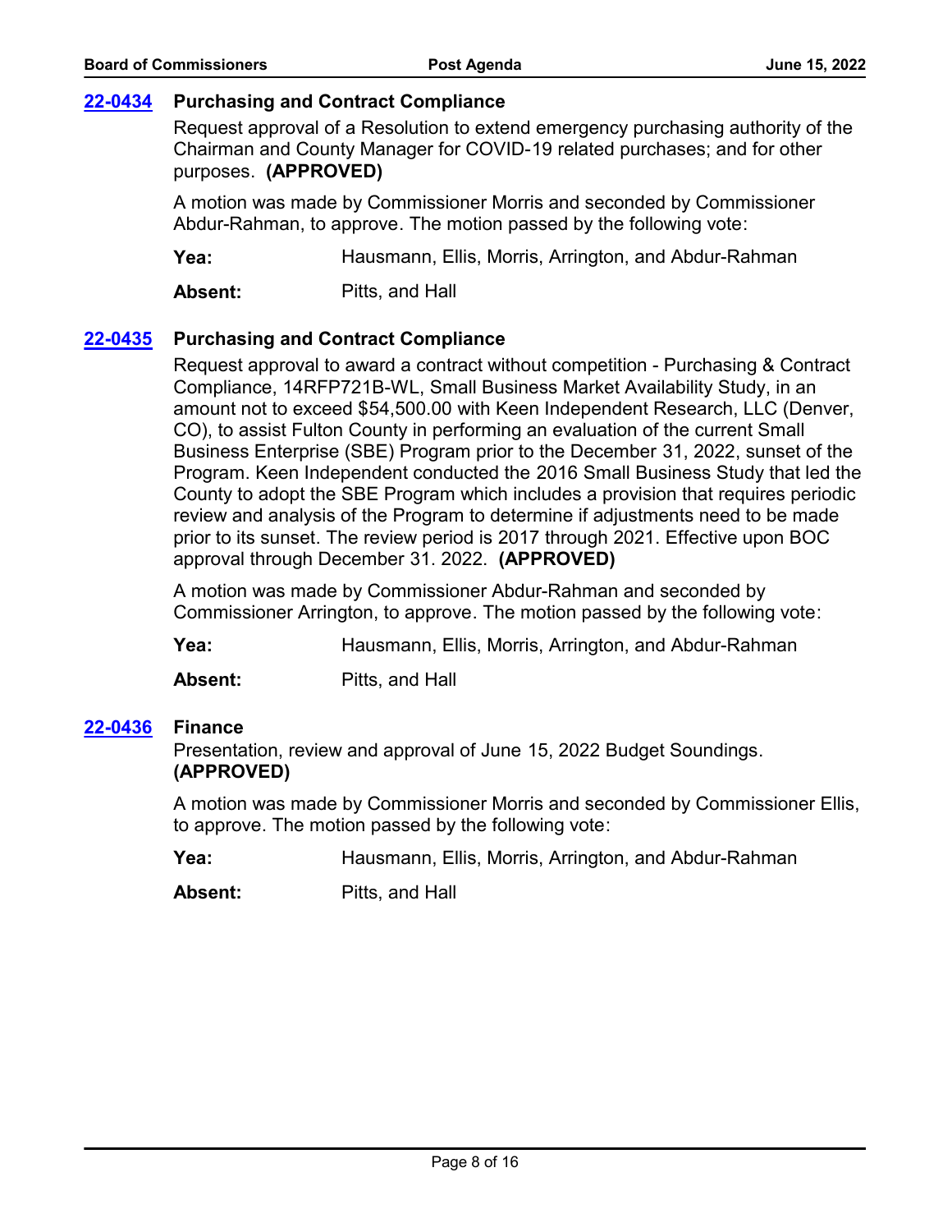### 22-0434 Purchasing and Contract Compliance

Request approval of a Resolution to extend emergency purchasing authority of the Chairman and County Manager for COVID-19 related purchases; and for other purposes. **(APPROVED)**

A motion was made by Commissioner Morris and seconded by Commissioner Abdur-Rahman, to approve. The motion passed by the following vote:

**Yea:** Hausmann, Ellis, Morris, Arrington, and Abdur-Rahman

**Absent:** Pitts, and Hall

### 22-0435 Purchasing and Contract Compliance

Request approval to award a contract without competition - Purchasing & Contract Compliance, 14RFP721B-WL, Small Business Market Availability Study, in an amount not to exceed $54,500.00 with Keen Independent Research, LLC (Denver, CO), to assist Fulton County in performing an evaluation of the current Small Business Enterprise (SBE) Program prior to the December 31, 2022, sunset of the Program. Keen Independent conducted the 2016 Small Business Study that led the County to adopt the SBE Program which includes a provision that requires periodic review and analysis of the Program to determine if adjustments need to be made prior to its sunset. The review period is 2017 through 2021. Effective upon BOC approval through December 31. 2022. **(APPROVED)**

A motion was made by Commissioner Abdur-Rahman and seconded by Commissioner Arrington, to approve. The motion passed by the following vote:

**Yea:** Hausmann, Ellis, Morris, Arrington, and Abdur-Rahman

**Absent:** Pitts, and Hall

### 22-0436 Finance

Presentation, review and approval of June 15, 2022 Budget Soundings. **(APPROVED)**

A motion was made by Commissioner Morris and seconded by Commissioner Ellis, to approve. The motion passed by the following vote:

**Yea:** Hausmann, Ellis, Morris, Arrington, and Abdur-Rahman

**Absent:** Pitts, and Hall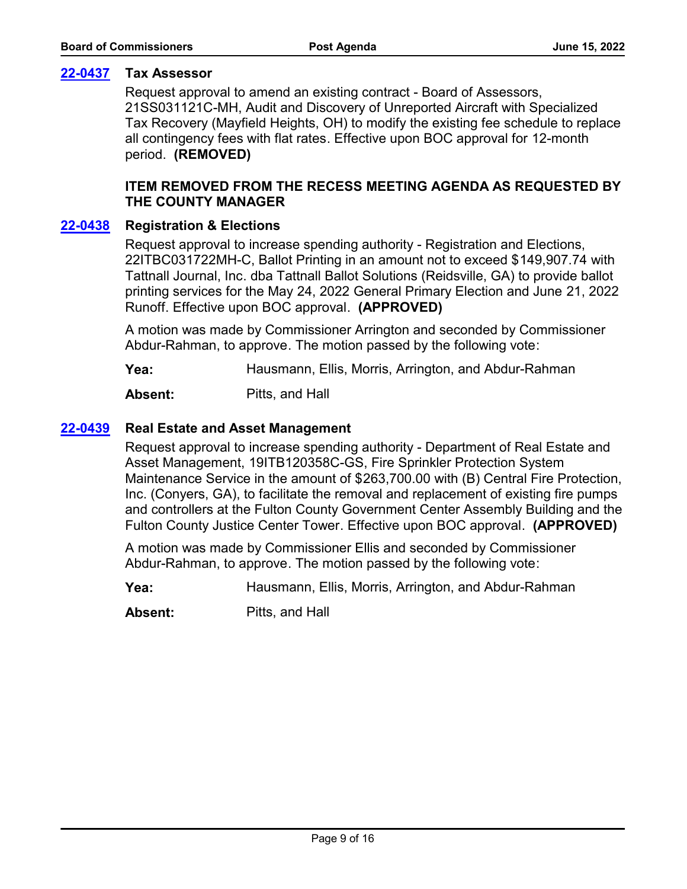### 22-0437 Tax Assessor

Request approval to amend an existing contract - Board of Assessors, 21SS031121C-MH, Audit and Discovery of Unreported Aircraft with Specialized Tax Recovery (Mayfield Heights, OH) to modify the existing fee schedule to replace all contingency fees with flat rates. Effective upon BOC approval for 12-month period. **(REMOVED)**

**ITEM REMOVED FROM THE RECESS MEETING AGENDA AS REQUESTED BY THE COUNTY MANAGER**

### 22-0438 Registration & Elections

Request approval to increase spending authority - Registration and Elections, 22ITBC031722MH-C, Ballot Printing in an amount not to exceed $149,907.74 with Tattnall Journal, Inc. dba Tattnall Ballot Solutions (Reidsville, GA) to provide ballot printing services for the May 24, 2022 General Primary Election and June 21, 2022 Runoff. Effective upon BOC approval. **(APPROVED)**

A motion was made by Commissioner Arrington and seconded by Commissioner Abdur-Rahman, to approve. The motion passed by the following vote:

**Yea:** Hausmann, Ellis, Morris, Arrington, and Abdur-Rahman

**Absent:** Pitts, and Hall

### 22-0439 Real Estate and Asset Management

Request approval to increase spending authority - Department of Real Estate and Asset Management, 19ITB120358C-GS, Fire Sprinkler Protection System Maintenance Service in the amount of $263,700.00 with (B) Central Fire Protection, Inc. (Conyers, GA), to facilitate the removal and replacement of existing fire pumps and controllers at the Fulton County Government Center Assembly Building and the Fulton County Justice Center Tower. Effective upon BOC approval. **(APPROVED)**

A motion was made by Commissioner Ellis and seconded by Commissioner Abdur-Rahman, to approve. The motion passed by the following vote:

**Yea:** Hausmann, Ellis, Morris, Arrington, and Abdur-Rahman

**Absent:** Pitts, and Hall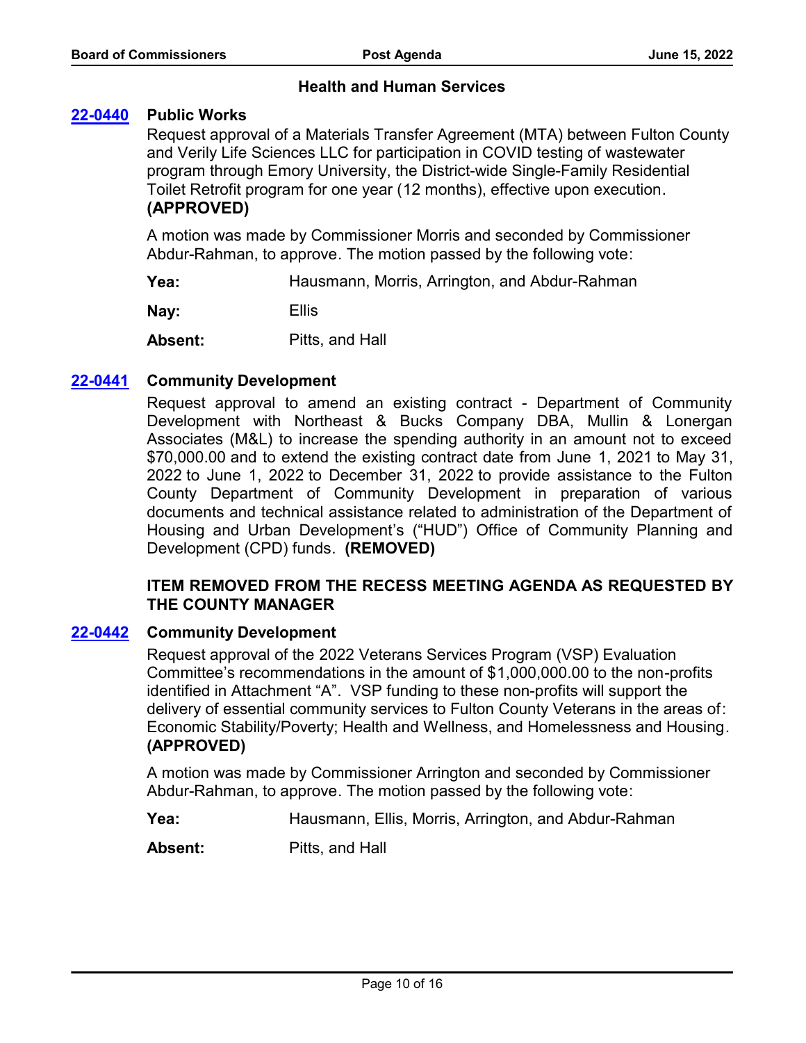## Health and Human Services

**22-0440** **Public Works**

Request approval of a Materials Transfer Agreement (MTA) between Fulton County and Verily Life Sciences LLC for participation in COVID testing of wastewater program through Emory University, the District-wide Single-Family Residential Toilet Retrofit program for one year (12 months), effective upon execution. **(APPROVED)**

A motion was made by Commissioner Morris and seconded by Commissioner Abdur-Rahman, to approve. The motion passed by the following vote:

| | |
|---|---|
| **Yea:** | Hausmann, Morris, Arrington, and Abdur-Rahman |
| **Nay:** | Ellis |
| **Absent:** | Pitts, and Hall |

**22-0441** **Community Development**

Request approval to amend an existing contract - Department of Community Development with Northeast & Bucks Company DBA, Mullin & Lonergan Associates (M&L) to increase the spending authority in an amount not to exceed $70,000.00 and to extend the existing contract date from June 1, 2021 to May 31, 2022 to June 1, 2022 to December 31, 2022 to provide assistance to the Fulton County Department of Community Development in preparation of various documents and technical assistance related to administration of the Department of Housing and Urban Development's ("HUD") Office of Community Planning and Development (CPD) funds. **(REMOVED)**

**ITEM REMOVED FROM THE RECESS MEETING AGENDA AS REQUESTED BY THE COUNTY MANAGER**

**22-0442** **Community Development**

Request approval of the 2022 Veterans Services Program (VSP) Evaluation Committee's recommendations in the amount of $1,000,000.00 to the non-profits identified in Attachment "A". VSP funding to these non-profits will support the delivery of essential community services to Fulton County Veterans in the areas of: Economic Stability/Poverty; Health and Wellness, and Homelessness and Housing. **(APPROVED)**

A motion was made by Commissioner Arrington and seconded by Commissioner Abdur-Rahman, to approve. The motion passed by the following vote:

| | |
|---|---|
| **Yea:** | Hausmann, Ellis, Morris, Arrington, and Abdur-Rahman |
| **Absent:** | Pitts, and Hall |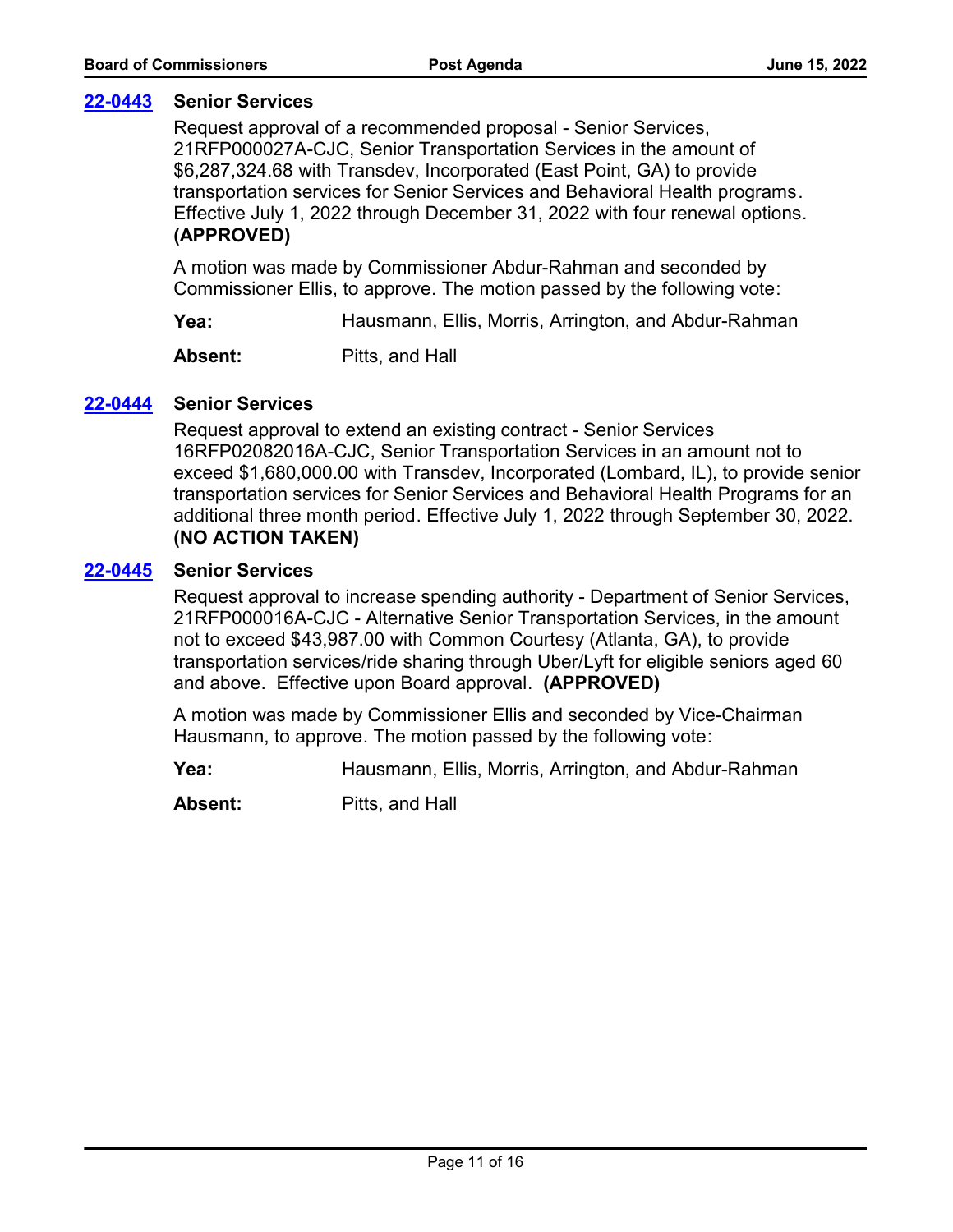### [22-0443](#) Senior Services

Request approval of a recommended proposal - Senior Services, 21RFP000027A-CJC, Senior Transportation Services in the amount of $6,287,324.68 with Transdev, Incorporated (East Point, GA) to provide transportation services for Senior Services and Behavioral Health programs. Effective July 1, 2022 through December 31, 2022 with four renewal options. **(APPROVED)**

A motion was made by Commissioner Abdur-Rahman and seconded by Commissioner Ellis, to approve. The motion passed by the following vote:

**Yea:** Hausmann, Ellis, Morris, Arrington, and Abdur-Rahman

**Absent:** Pitts, and Hall

### [22-0444](#) Senior Services

Request approval to extend an existing contract - Senior Services 16RFP02082016A-CJC, Senior Transportation Services in an amount not to exceed $1,680,000.00 with Transdev, Incorporated (Lombard, IL), to provide senior transportation services for Senior Services and Behavioral Health Programs for an additional three month period. Effective July 1, 2022 through September 30, 2022. **(NO ACTION TAKEN)**

### [22-0445](#) Senior Services

Request approval to increase spending authority - Department of Senior Services, 21RFP000016A-CJC - Alternative Senior Transportation Services, in the amount not to exceed $43,987.00 with Common Courtesy (Atlanta, GA), to provide transportation services/ride sharing through Uber/Lyft for eligible seniors aged 60 and above. Effective upon Board approval. **(APPROVED)**

A motion was made by Commissioner Ellis and seconded by Vice-Chairman Hausmann, to approve. The motion passed by the following vote:

**Yea:** Hausmann, Ellis, Morris, Arrington, and Abdur-Rahman

**Absent:** Pitts, and Hall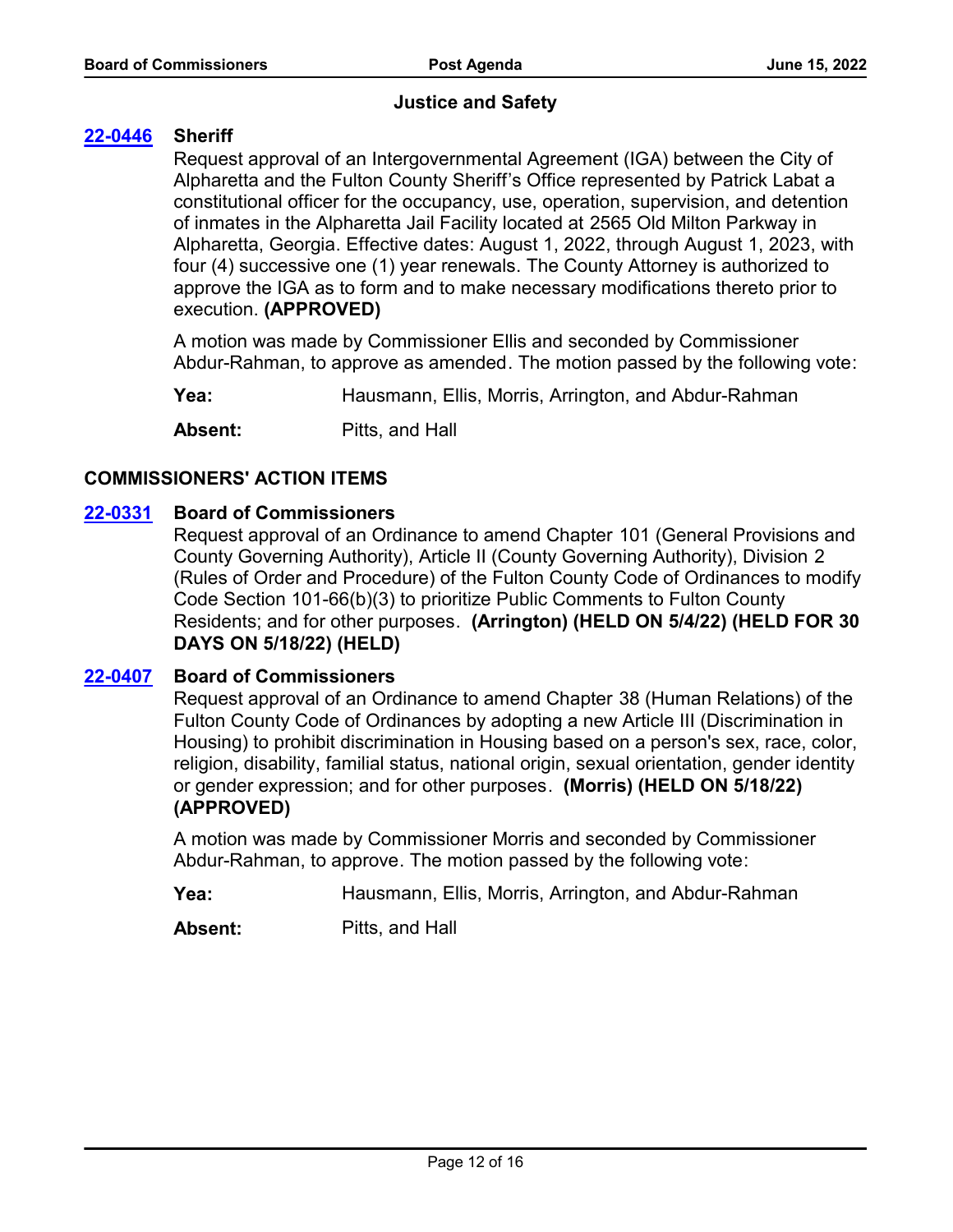## Justice and Safety

**22-0446** **Sheriff**

Request approval of an Intergovernmental Agreement (IGA) between the City of Alpharetta and the Fulton County Sheriff's Office represented by Patrick Labat a constitutional officer for the occupancy, use, operation, supervision, and detention of inmates in the Alpharetta Jail Facility located at 2565 Old Milton Parkway in Alpharetta, Georgia. Effective dates: August 1, 2022, through August 1, 2023, with four (4) successive one (1) year renewals. The County Attorney is authorized to approve the IGA as to form and to make necessary modifications thereto prior to execution. **(APPROVED)**

A motion was made by Commissioner Ellis and seconded by Commissioner Abdur-Rahman, to approve as amended. The motion passed by the following vote:

**Yea:** Hausmann, Ellis, Morris, Arrington, and Abdur-Rahman

**Absent:** Pitts, and Hall

## COMMISSIONERS' ACTION ITEMS

**22-0331** **Board of Commissioners**

Request approval of an Ordinance to amend Chapter 101 (General Provisions and County Governing Authority), Article II (County Governing Authority), Division 2 (Rules of Order and Procedure) of the Fulton County Code of Ordinances to modify Code Section 101-66(b)(3) to prioritize Public Comments to Fulton County Residents; and for other purposes. **(Arrington) (HELD ON 5/4/22) (HELD FOR 30 DAYS ON 5/18/22) (HELD)**

**22-0407** **Board of Commissioners**

Request approval of an Ordinance to amend Chapter 38 (Human Relations) of the Fulton County Code of Ordinances by adopting a new Article III (Discrimination in Housing) to prohibit discrimination in Housing based on a person's sex, race, color, religion, disability, familial status, national origin, sexual orientation, gender identity or gender expression; and for other purposes. **(Morris) (HELD ON 5/18/22) (APPROVED)**

A motion was made by Commissioner Morris and seconded by Commissioner Abdur-Rahman, to approve. The motion passed by the following vote:

**Yea:** Hausmann, Ellis, Morris, Arrington, and Abdur-Rahman

**Absent:** Pitts, and Hall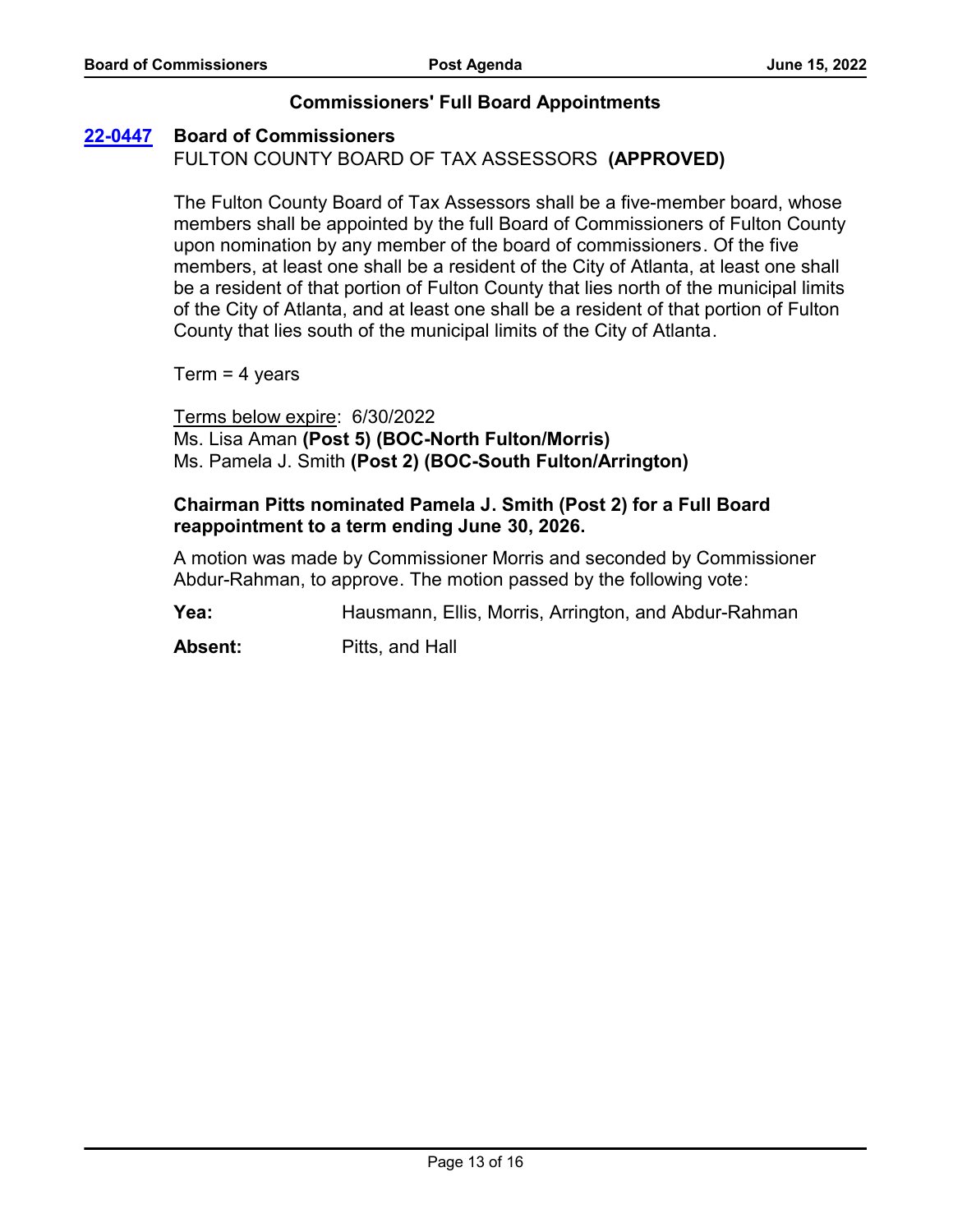## Commissioners' Full Board Appointments

**22-0447** **Board of Commissioners**
FULTON COUNTY BOARD OF TAX ASSESSORS **(APPROVED)**

The Fulton County Board of Tax Assessors shall be a five-member board, whose members shall be appointed by the full Board of Commissioners of Fulton County upon nomination by any member of the board of commissioners. Of the five members, at least one shall be a resident of the City of Atlanta, at least one shall be a resident of that portion of Fulton County that lies north of the municipal limits of the City of Atlanta, and at least one shall be a resident of that portion of Fulton County that lies south of the municipal limits of the City of Atlanta.

Term = 4 years

Terms below expire: 6/30/2022
Ms. Lisa Aman **(Post 5) (BOC-North Fulton/Morris)**
Ms. Pamela J. Smith **(Post 2) (BOC-South Fulton/Arrington)**

**Chairman Pitts nominated Pamela J. Smith (Post 2) for a Full Board reappointment to a term ending June 30, 2026.**

A motion was made by Commissioner Morris and seconded by Commissioner Abdur-Rahman, to approve. The motion passed by the following vote:

**Yea:** Hausmann, Ellis, Morris, Arrington, and Abdur-Rahman

**Absent:** Pitts, and Hall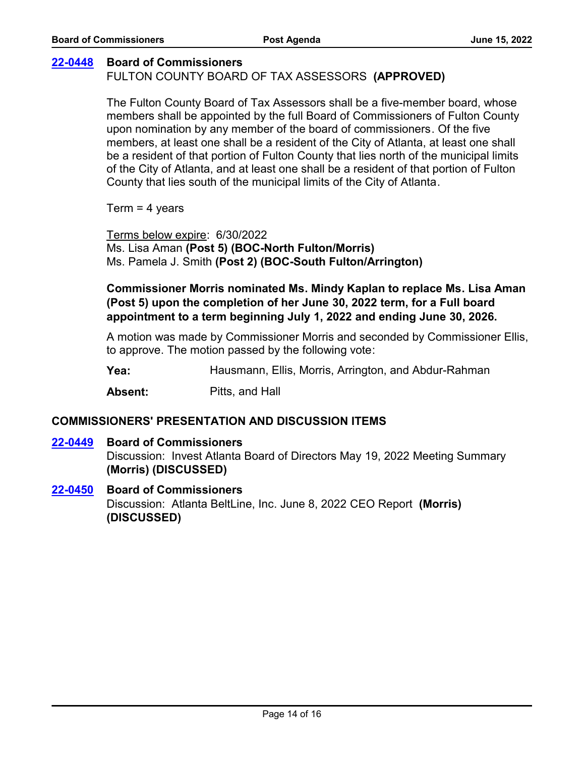**22-0448** **Board of Commissioners**
FULTON COUNTY BOARD OF TAX ASSESSORS **(APPROVED)**

The Fulton County Board of Tax Assessors shall be a five-member board, whose members shall be appointed by the full Board of Commissioners of Fulton County upon nomination by any member of the board of commissioners. Of the five members, at least one shall be a resident of the City of Atlanta, at least one shall be a resident of that portion of Fulton County that lies north of the municipal limits of the City of Atlanta, and at least one shall be a resident of that portion of Fulton County that lies south of the municipal limits of the City of Atlanta.

Term = 4 years

Terms below expire: 6/30/2022
Ms. Lisa Aman **(Post 5) (BOC-North Fulton/Morris)**
Ms. Pamela J. Smith **(Post 2) (BOC-South Fulton/Arrington)**

**Commissioner Morris nominated Ms. Mindy Kaplan to replace Ms. Lisa Aman (Post 5) upon the completion of her June 30, 2022 term, for a Full board appointment to a term beginning July 1, 2022 and ending June 30, 2026.**

A motion was made by Commissioner Morris and seconded by Commissioner Ellis, to approve. The motion passed by the following vote:

**Yea:** Hausmann, Ellis, Morris, Arrington, and Abdur-Rahman

**Absent:** Pitts, and Hall

## COMMISSIONERS' PRESENTATION AND DISCUSSION ITEMS

**22-0449** **Board of Commissioners**
Discussion: Invest Atlanta Board of Directors May 19, 2022 Meeting Summary **(Morris) (DISCUSSED)**

**22-0450** **Board of Commissioners**
Discussion: Atlanta BeltLine, Inc. June 8, 2022 CEO Report **(Morris) (DISCUSSED)**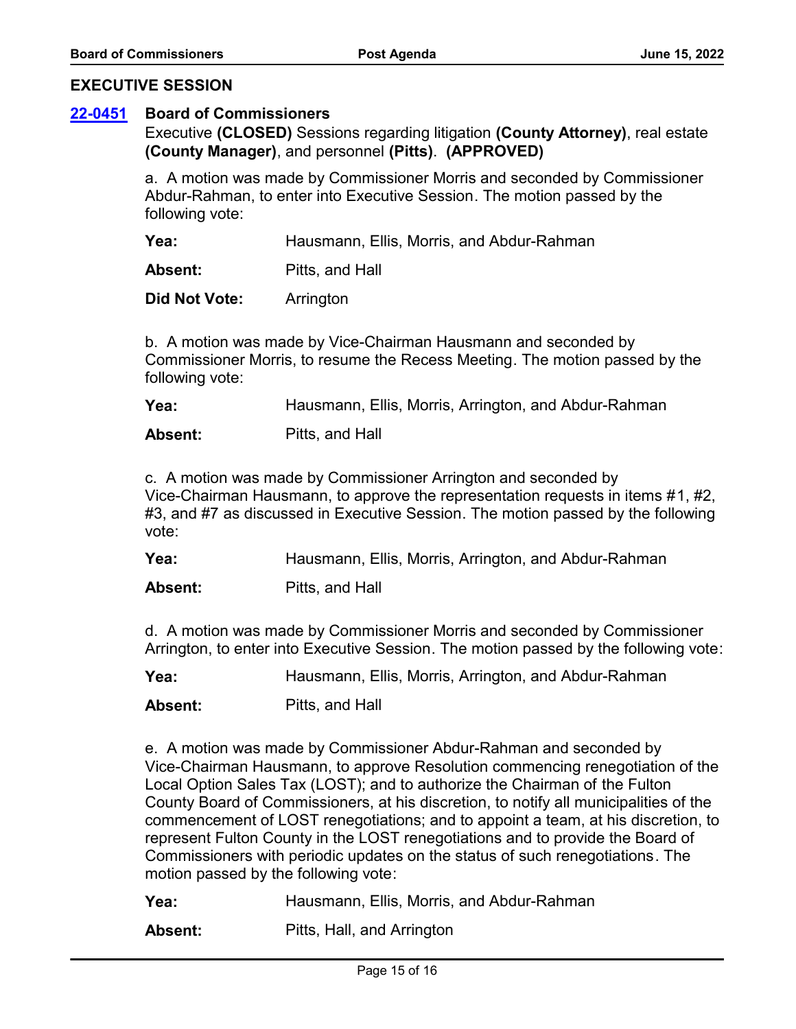## EXECUTIVE SESSION

**22-0451** **Board of Commissioners**

Executive **(CLOSED)** Sessions regarding litigation **(County Attorney)**, real estate **(County Manager)**, and personnel **(Pitts)**. **(APPROVED)**

a. A motion was made by Commissioner Morris and seconded by Commissioner Abdur-Rahman, to enter into Executive Session. The motion passed by the following vote:

| | |
|---|---|
| **Yea:** | Hausmann, Ellis, Morris, and Abdur-Rahman |
| **Absent:** | Pitts, and Hall |
| **Did Not Vote:** | Arrington |

b. A motion was made by Vice-Chairman Hausmann and seconded by Commissioner Morris, to resume the Recess Meeting. The motion passed by the following vote:

| | |
|---|---|
| **Yea:** | Hausmann, Ellis, Morris, Arrington, and Abdur-Rahman |
| **Absent:** | Pitts, and Hall |

c. A motion was made by Commissioner Arrington and seconded by Vice-Chairman Hausmann, to approve the representation requests in items #1, #2, #3, and #7 as discussed in Executive Session. The motion passed by the following vote:

| | |
|---|---|
| **Yea:** | Hausmann, Ellis, Morris, Arrington, and Abdur-Rahman |
| **Absent:** | Pitts, and Hall |

d. A motion was made by Commissioner Morris and seconded by Commissioner Arrington, to enter into Executive Session. The motion passed by the following vote:

| | |
|---|---|
| **Yea:** | Hausmann, Ellis, Morris, Arrington, and Abdur-Rahman |
| **Absent:** | Pitts, and Hall |

e. A motion was made by Commissioner Abdur-Rahman and seconded by Vice-Chairman Hausmann, to approve Resolution commencing renegotiation of the Local Option Sales Tax (LOST); and to authorize the Chairman of the Fulton County Board of Commissioners, at his discretion, to notify all municipalities of the commencement of LOST renegotiations; and to appoint a team, at his discretion, to represent Fulton County in the LOST renegotiations and to provide the Board of Commissioners with periodic updates on the status of such renegotiations. The motion passed by the following vote:

| | |
|---|---|
| **Yea:** | Hausmann, Ellis, Morris, and Abdur-Rahman |
| **Absent:** | Pitts, Hall, and Arrington |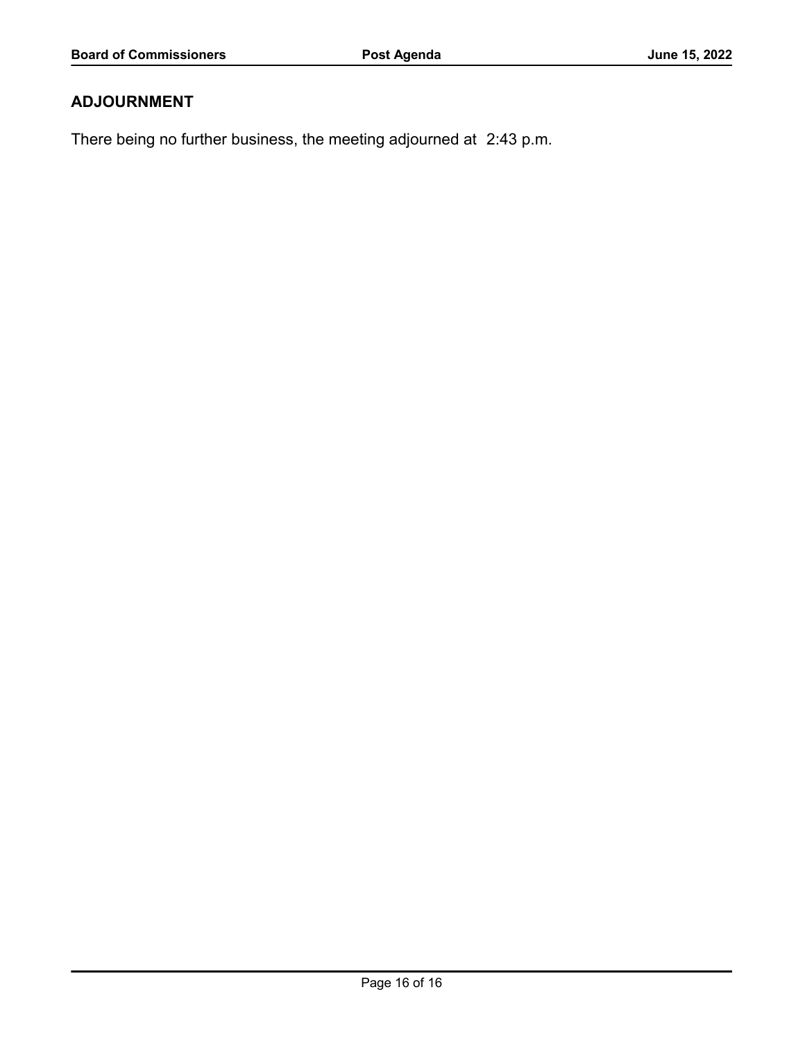## ADJOURNMENT

There being no further business, the meeting adjourned at 2:43 p.m.